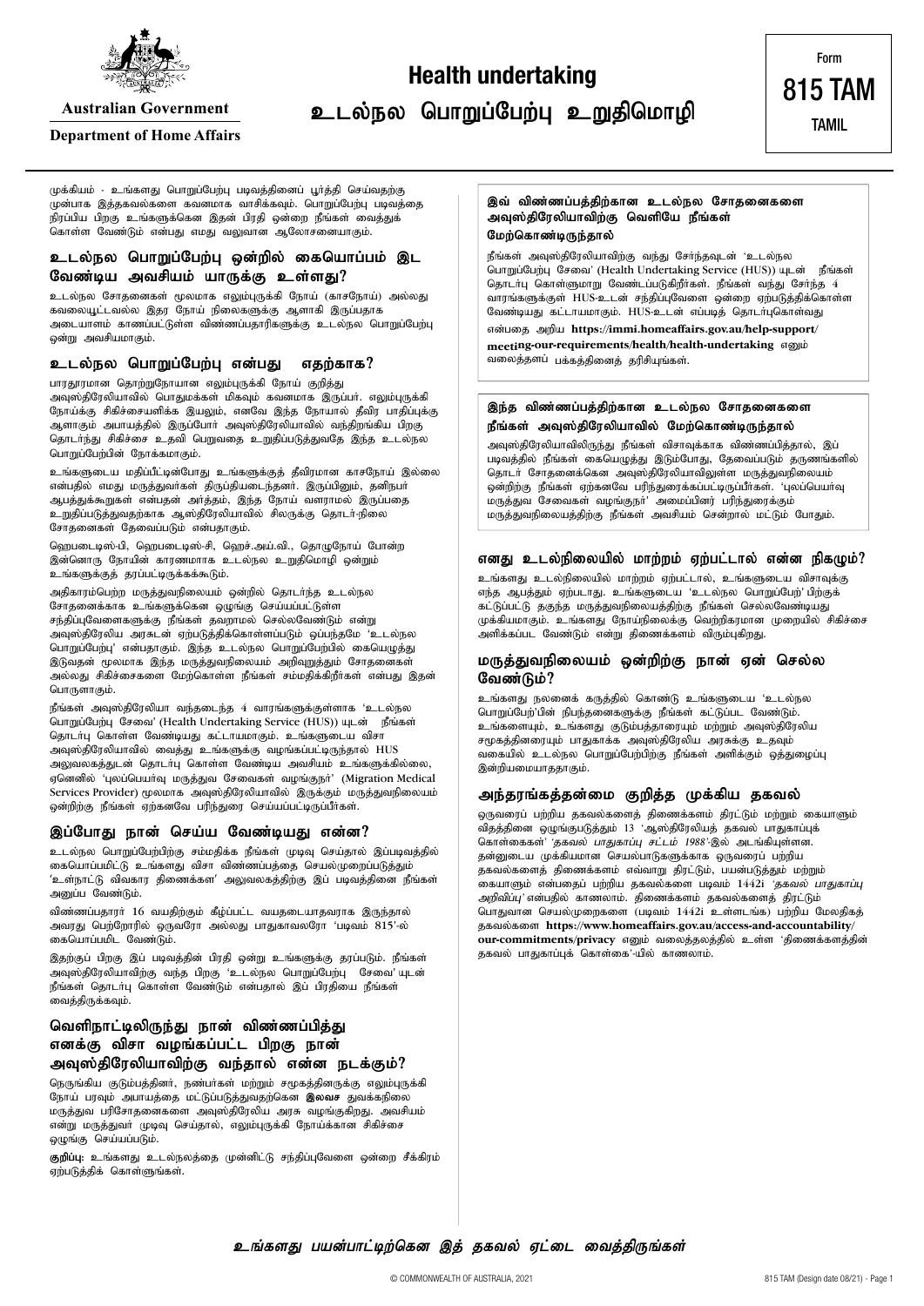Australian Government

Department of Home Affairs

# Health undertaking
# உடல்நல பொறுப்பேற்பு உறுதிமொழி

Form **815 TAM** TAMIL

முக்கியம் - உங்களது பொறுப்பேற்பு படிவத்தினைப் பூர்த்தி செய்வதற்கு முன்பாக இத்தகவல்களை கவனமாக வாசிக்கவும். பொறுப்பேற்பு படிவத்தை நிரப்பிய பிறகு உங்களுக்கென இதன் பிரதி ஒன்றை நீங்கள் வைத்துக் கொள்ள வேண்டும் என்பது எமது வலுவான ஆலோசனையாகும்.

## உடல்நல பொறுப்பேற்பு ஒன்றில் கையொப்பம் இட வேண்டிய அவசியம் யாருக்கு உள்ளது?

உடல்நல சோதனைகள் மூலமாக எலும்புருக்கி நோய் (காசநோய்) அல்லது கவலையூட்டவல்ல இதர நோய் நிலைகளுக்கு ஆளாகி இருப்பதாக அடையாளம் காணப்பட்டுள்ள விண்ணப்பதாரிகளுக்கு உடல்நல பொறுப்பேற்பு ஒன்று அவசியமாகும்.

## உடல்நல பொறுப்பேற்பு என்பது எதற்காக?

பாரதூரமான தொற்றுநோயான எலும்புருக்கி நோய் குறித்து அவுஸ்திரேலியாவில் பொதுமக்கள் மிகவும் கவனமாக இருப்பர். எலும்புருக்கி நோய்க்கு சிகிச்சையளிக்க இயலும், எனவே இந்த நோயால் தீவிர பாதிப்புக்கு ஆளாகும் அபாயத்தில் இருப்போர் அவுஸ்திரேலியாவில் வந்திறங்கிய பிறகு தொடர்ந்து சிகிச்சை உதவி பெறுவதை உறுதிப்படுத்துவதே இந்த உடல்நல பொறுப்பேற்பின் நோக்கமாகும்.

உங்களுடைய மதிப்பீட்டின்போது உங்களுக்குத் தீவிரமான காசநோய் இல்லை என்பதில் எமது மருத்துவர்கள் திருப்தியடைந்தனர். இருப்பினும், தனிநபர் ஆபத்துக்கூறுகள் என்பதன் அர்த்தம், இந்த நோய் வளராமல் இருப்பதை உறுதிப்படுத்துவதற்காக அவுஸ்திரேலியாவில் சிலருக்கு தொடர்-நிலை சோதனைகள் தேவைப்படும் என்பதாகும்.

ஹெபடைடிஸ்-பி, ஹெபடைடிஸ்-சி, ஹெச்.ஐவ்.வி., தொழுநோய் போன்ற இன்னொரு நோயின் காரணமாக உடல்நல உறுதிமொழி ஒன்றும் உங்களுக்குத் தரப்பட்டிருக்கக்கூடும்.

அதிகாரம்பெற்ற மருத்துவநிலையம் ஒன்றில் தொடர்ந்த உடல்நல சோதனைக்காக உங்களுக்கென ஒழுங்கு செய்யப்பட்டுள்ள சந்திப்புவேளைகளுக்கு நீங்கள் தவறாமல் செல்லவேண்டும் என்று அவுஸ்திரேலிய அரசுடன் ஏற்படுத்திக்கொள்ளப்படும் ஒப்பந்தமே 'உடல்நல பொறுப்பேற்பு' என்பதாகும். இந்த உடல்நல பொறுப்பேற்பில் கையெழுத்து இடுவதன் மூலமாக இந்த மருத்துவநிலையம் அறிவுறுத்தும் சோதனைகள் அல்லது சிகிச்சைகளை மேற்கொள்ள நீங்கள் சம்மதிக்கிறீர்கள் என்பது இதன் பொருளாகும்.

நீங்கள் அவுஸ்திரேலியா வந்தடைந்த 4 வாரங்களுக்குள்ளாக 'உடல்நல பொறுப்பேற்பு சேவை' (Health Undertaking Service (HUS)) யுடன் நீங்கள் தொடர்பு கொள்ள வேண்டியது கட்டாயமாகும். உங்களுடைய விசா அவுஸ்திரேலியாவில் வைத்து உங்களுக்கு வழங்கப்பட்டிருந்தால் HUS அலுவலகத்துடன் தொடர்பு கொள்ள வேண்டிய அவசியம் உங்களுக்கில்லை, ஏனெனில் 'புலப்பெயர்வு மருத்துவ சேவைகள் வழங்குநர்' (Migration Medical Services Provider) மூலமாக அவுஸ்திரேலியாவில் இருக்கும் மருத்துவநிலையம் ஒன்றிற்கு நீங்கள் ஏற்கனவே பரிந்துரை செய்யப்பட்டிருப்பீர்கள்.

## இப்போது நான் செய்ய வேண்டியது என்ன?

உடல்நல பொறுப்பேற்பிற்கு சம்மதிக்க நீங்கள் முடிவு செய்தால் இப்படிவத்தில் கையொப்பமிட்டு உங்களது விசா விண்ணப்பத்தை செயல்முறைப்படுத்தும் 'உள்நாட்டு விவகார திணைக்கள' அலுவலகத்திற்கு இப் படிவத்தினை நீங்கள் அனுப்ப வேண்டும்.

விண்ணப்பதாரர் 16 வயதிற்கும் கீழ்ப்பட்ட வயதடையாதவராக இருந்தால் அவரது பெற்றோரில் ஒருவரோ அல்லது பாதுகாவலரோ 'படிவம் 815'-ல் கையொப்பமிட வேண்டும்.

இதற்குப் பிறகு இப் படிவத்தின் பிரதி ஒன்று உங்களுக்கு தரப்படும். நீங்கள் அவுஸ்திரேலியாவிற்கு வந்த பிறகு 'உடல்நல பொறுப்பேற்பு சேவை' யுடன் நீங்கள் தொடர்பு கொள்ள வேண்டும் என்பதால் இப் பிரதியை நீங்கள் வைத்திருக்கவும்.

## வெளிநாட்டிலிருந்து நான் விண்ணப்பித்து எனக்கு விசா வழங்கப்பட்ட பிறகு நான் அவுஸ்திரேலியாவிற்கு வந்தால் என்ன நடக்கும்?

நெருங்கிய குடும்பத்தினர், நண்பர்கள் மற்றும் சமூகத்தினருக்கு எலும்புருக்கி நோய் பரவும் அபாயத்தை மட்டுப்படுத்துவதற்கென **இலவச** துவக்கநிலை மருத்துவ பரிசோதனைகளை அவுஸ்திரேலிய அரசு வழங்குகிறது. அவசியம் என்று மருத்துவர் முடிவு செய்தால், எலும்புருக்கி நோய்க்கான சிகிச்சை ஒழுங்கு செய்யப்படும்.

**குறிப்பு:** உங்களது உடல்நலத்தை முன்னிட்டு சந்திப்புவேளை ஒன்றை சீக்கிரம் ஏற்படுத்திக் கொள்ளுங்கள்.

### இவ் விண்ணப்பத்திற்கான உடல்நல சோதனைகளை அவுஸ்திரேலியாவிற்கு வெளியே நீங்கள் மேற்கொண்டிருந்தால்

நீங்கள் அவுஸ்திரேலியாவிற்கு வந்து சேர்ந்தவுடன் 'உடல்நல பொறுப்பேற்பு சேவை' (Health Undertaking Service (HUS)) யுடன் நீங்கள் தொடர்பு கொள்ளுமாறு வேண்டப்படுகிறீர்கள். நீங்கள் வந்து சேர்ந்த 4 வாரங்களுக்குள் HUS-உடன் சந்திப்புவேளை ஒன்றை ஏற்படுத்திக்கொள்ள வேண்டியது கட்டாயமாகும். HUS-உடன் எப்படித் தொடர்புகொள்வது என்பதை அறிய **https://immi.homeaffairs.gov.au/help-support/meeting-our-requirements/health/health-undertaking** எனும் வலைத்தளப் பக்கத்தினைத் தரிசியுங்கள்.

### இந்த விண்ணப்பத்திற்கான உடல்நல சோதனைகளை நீங்கள் அவுஸ்திரேலியாவில் மேற்கொண்டிருந்தால்

அவுஸ்திரேலியாவிலிருந்து நீங்கள் விசாவுக்காக விண்ணப்பித்தால், இப் படிவத்தில் நீங்கள் கையெழுத்து இடும்போது, தேவைப்படும் தருணங்களில் தொடர் சோதனைக்கென அவுஸ்திரேலியாவிலுள்ள மருத்துவநிலையம் ஒன்றிற்கு நீங்கள் ஏற்கனவே பரிந்துரைக்கப்பட்டிருப்பீர்கள். 'புலப்பெயர்வு மருத்துவ சேவைகள் வழங்குநர்' அமைப்பினர் பரிந்துரைக்கும் மருத்துவநிலையத்திற்கு நீங்கள் அவசியம் சென்றால் மட்டும் போதும்.

## எனது உடல்நிலையில் மாற்றம் ஏற்பட்டால் என்ன நிகழும்?

உங்களது உடல்நிலையில் மாற்றம் ஏற்பட்டால், உங்களுடைய விசாவுக்கு எந்த ஆபத்தும் ஏற்படாது. உங்களுடைய 'உடல்நல பொறுப்பேற்' பிற்குக் கட்டுப்பட்டு தகுந்த மருத்துவநிலையத்திற்கு நீங்கள் செல்லவேண்டியது முக்கியமாகும். உங்களது நோய்நிலைக்கு வெற்றிகரமான முறையில் சிகிச்சை அளிக்கப்பட வேண்டும் என்று திணைக்களம் விரும்புகிறது.

## மருத்துவநிலையம் ஒன்றிற்கு நான் ஏன் செல்ல வேண்டும்?

உங்களது நலனைக் கருத்தில் கொண்டு உங்களுடைய 'உடல்நல பொறுப்பேற்'பின் நிபந்தனைகளுக்கு நீங்கள் கட்டுப்பட வேண்டும். உங்களையும், உங்களது குடும்பத்தாரையும் மற்றும் அவுஸ்திரேலிய சமூகத்தினரையும் பாதுகாக்க அவுஸ்திரேலிய அரசுக்கு உதவும் வகையில் உடல்நல பொறுப்பேற்பிற்கு நீங்கள் அளிக்கும் ஒத்துழைப்பு இன்றியமையாததாகும்.

## அந்தரங்கத்தன்மை குறித்த முக்கிய தகவல்

ஒருவரைப் பற்றிய தகவல்களைத் திணைக்களம் திரட்டும் மற்றும் கையாளும் விதத்தினை ஒழுங்குபடுத்தும் 13 'ஆஸ்திரேலியத் தகவல் பாதுகாப்புக் கொள்கைகள்' '*தகவல் பாதுகாப்பு சட்டம் 1988*'-இல் அடங்கியுள்ளன. தன்னுடைய முக்கியமான செயல்பாடுகளுக்கு ஒருவரைப் பற்றிய தகவல்களைத் திணைக்களம் எவ்வாறு திரட்டும், பயன்படுத்தும் மற்றும் கையாளும் என்பதைப் பற்றிய தகவல்களை படிவம் 1442i '*தகவல் பாதுகாப்பு அறிவிப்பு*' என்பதில் காணலாம். திணைக்களம் தகவல்களைத் திரட்டும் பொதுவான செயல்முறைகளை (படிவம் 1442i உள்ளடங்க) பற்றிய மேலதிகத் தகவல்களை **https://www.homeaffairs.gov.au/access-and-accountability/our-commitments/privacy** எனும் வலைத்தலத்தில் உள்ள 'திணைக்களத்தின் தகவல் பாதுகாப்புக் கொள்கை'-யில் காணலாம்.

***உங்களது பயன்பாட்டிற்கென இத் தகவல் ஏட்டை வைத்திருங்கள்***

© COMMONWEALTH OF AUSTRALIA, 2021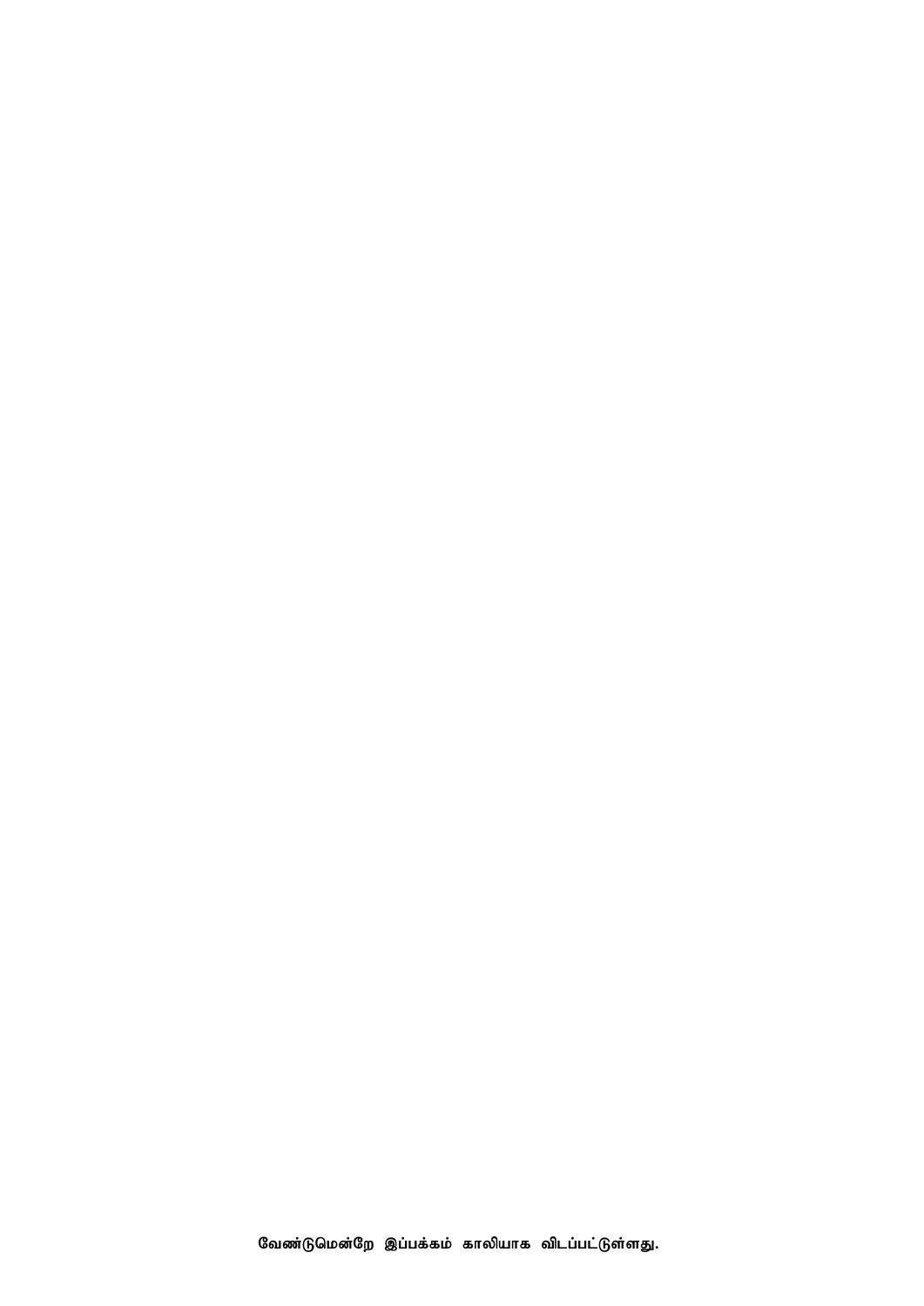வேண்டுமென்றே இப்பக்கம் காலியாக விடப்பட்டுள்ளது.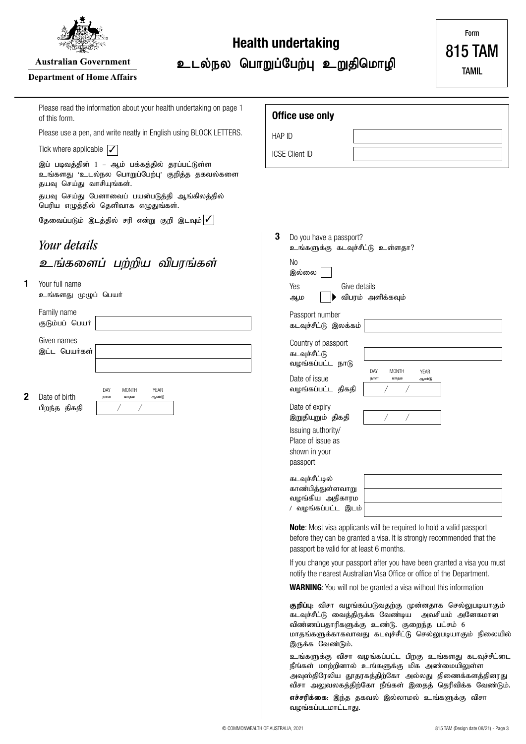Australian Government

Department of Home Affairs

# Health undertaking

# உடல்நல பொறுப்பேற்பு உறுதிமொழி

Form 815 TAM TAMIL

Please read the information about your health undertaking on page 1 of this form.

Please use a pen, and write neatly in English using BLOCK LETTERS.

Tick where applicable ✓

இப் படிவத்தின் 1 – ஆம் பக்கத்தில் தரப்பட்டுள்ள உங்களது 'உடல்நல பொறுப்பேற்பு' குறித்த தகவல்களை தயவு செய்து வாசியுங்கள்.

தயவு செய்து பேனாவைப் பயன்படுத்தி ஆங்கிலத்தில் பெரிய எழுத்தில் தெளிவாக எழுதுங்கள்.

தேவைப்படும் இடத்தில் சரி என்று குறி இடவும் ✓

**Office use only**

HAP ID

ICSE Client ID

## *Your details*

## *உங்களைப் பற்றிய விவரங்கள்*

**1** Your full name
உங்களது முழுப் பெயர்

Family name
குடும்பப் பெயர்

Given names
இட்ட பெயர்கள்

**2** Date of birth
பிறந்த தகதி

DAY நாள் / MONTH மாதம் / YEAR ஆண்டு

**3** Do you have a passport?
உங்களுக்கு கடவுச்சீட்டு உள்ளதா?

No
இல்லை

Yes ▶ Give details
ஆம் ▶ விபரம் அளிக்கவும்

Passport number
கடவுச்சீட்டு இலக்கம்

Country of passport
கடவுச்சீட்டு வழங்கப்பட்ட நாடு

Date of issue
வழங்கப்பட்ட திகதி

DAY நாள் / MONTH மாதம் / YEAR ஆண்டு

Date of expiry
இறுதியுறும் திகதி

Issuing authority/ Place of issue as shown in your passport

கடவுச்சீட்டில் காண்பித்துள்ளவாறு வழங்கிய அதிகாரம் / வழங்கப்பட்ட இடம்

**Note**: Most visa applicants will be required to hold a valid passport before they can be granted a visa. It is strongly recommended that the passport be valid for at least 6 months.

If you change your passport after you have been granted a visa you must notify the nearest Australian Visa Office or office of the Department.

**WARNING**: You will not be granted a visa without this information

**குறிப்பு:** விசா வழங்கப்படுவதற்கு முன்னதாக செல்லுபடியாகும் கடவுச்சீட்டு வைத்திருக்க வேண்டிய அவசியம் அனேகமான விண்ணப்பதாரிகளுக்கு உண்டு. குறைந்த பட்சம் 6 மாதங்களுக்காகவாவது கடவுச்சீட்டு செல்லுபடியாகும் நிலையில் இருக்க வேண்டும்.

உங்களுக்கு விசா வழங்கப்பட்ட பிறகு உங்களது கடவுச்சீட்டை நீங்கள் மாற்றினால் உங்களுக்கு மிக அண்மையிலுள்ள அவுஸ்திரேலிய தூதரகத்திற்கோ அல்லது திணைக்களத்தினரது விசா அலுவலகத்திற்கோ நீங்கள் இதைத் தெரிவிக்க வேண்டும்.

**எச்சரிக்கை:** இந்த தகவல் இல்லாமல் உங்களுக்கு விசா வழங்கப்படமாட்டாது.

© COMMONWEALTH OF AUSTRALIA, 2021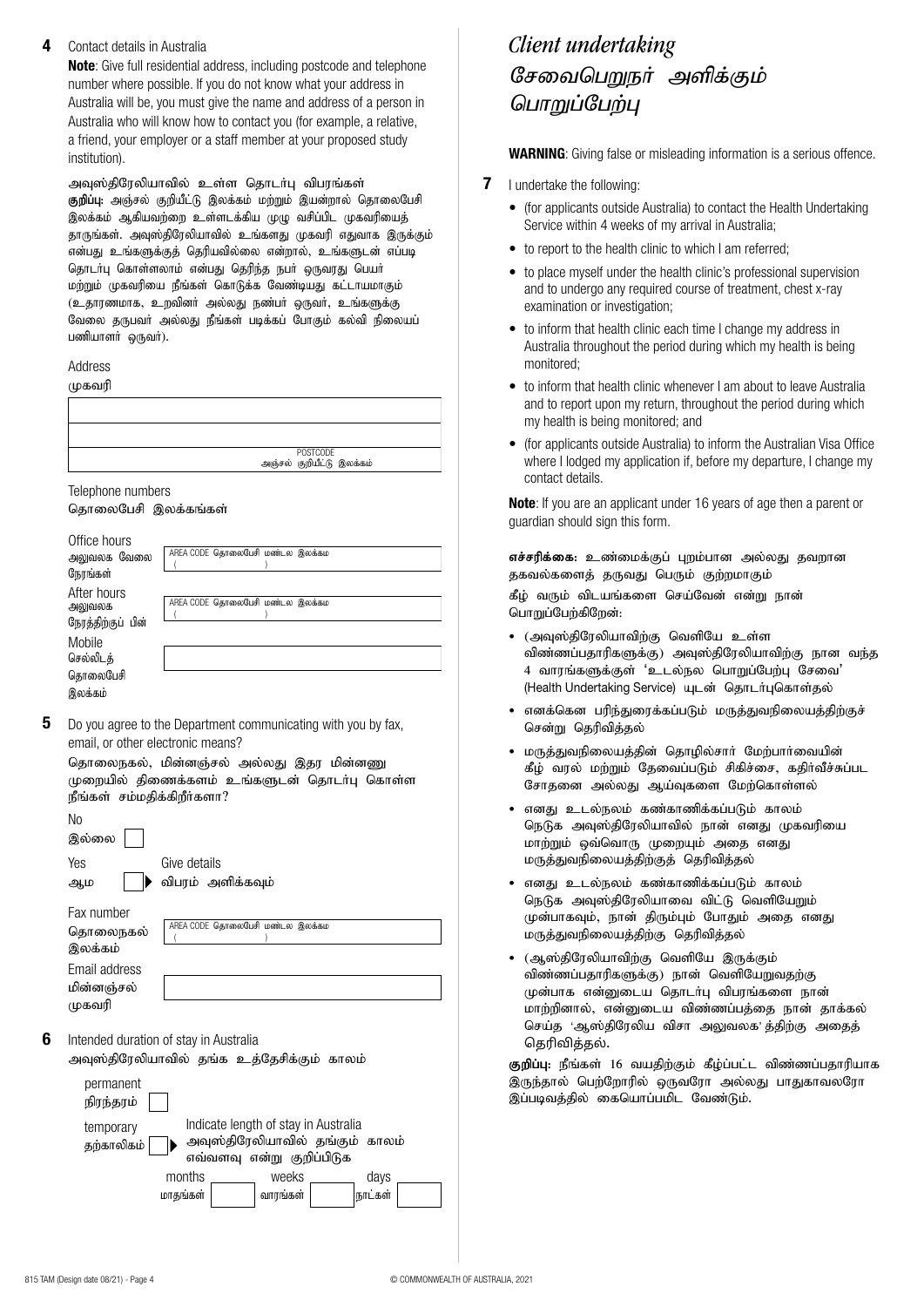**4** Contact details in Australia

**Note**: Give full residential address, including postcode and telephone number where possible. If you do not know what your address in Australia will be, you must give the name and address of a person in Australia who will know how to contact you (for example, a relative, a friend, your employer or a staff member at your proposed study institution).

அவுஸ்திரேலியாவில் உள்ள தொடர்பு விபரங்கள்

**குறிப்பு:** அஞ்சல் குறியீட்டு இலக்கம் மற்றும் இயன்றால் தொலைபேசி இலக்கம் ஆகியவற்றை உள்ளடக்கிய முழு வசிப்பிட முகவரியைத் தாருங்கள். அவுஸ்திரேலியாவில் உங்களது முகவரி எதுவாக இருக்கும் என்பது உங்களுக்குத் தெரியவில்லை என்றால், உங்களுடன் எப்படி தொடர்பு கொள்ளலாம் என்பது தெரிந்த நபர் ஒருவரது பெயர் மற்றும் முகவரியை நீங்கள் கொடுக்க வேண்டியது கட்டாயமாகும் (உதாரணமாக, உறவினர் அல்லது நண்பர் ஒருவர், உங்களுக்கு வேலை தருபவர் அல்லது நீங்கள் படிக்கப் போகும் கல்வி நிலையப் பணியாளர் ஒருவர்).

Address
முகவரி

POSTCODE
அஞ்சல் குறியீட்டு இலக்கம்

Telephone numbers
தொலைபேசி இலக்கங்கள்

Office hours
அலுவலக வேலை நேரங்கள் — AREA CODE தொலைபேசி மண்டல இலக்கம் ( )

After hours
அலுவலக நேரத்திற்குப் பின் — AREA CODE தொலைபேசி மண்டல இலக்கம் ( )

Mobile
செல்லிடத் தொலைபேசி இலக்கம்

**5** Do you agree to the Department communicating with you by fax, email, or other electronic means?

தொலைநகல், மின்னஞ்சல் அல்லது இதர மின்னணு முறையில் திணைக்களம் உங்களுடன் தொடர்பு கொள்ள நீங்கள் சம்மதிக்கிறீர்களா?

No
இல்லை

Yes
ஆம் ▶ Give details
விபரம் அளிக்கவும்

Fax number
தொலைநகல் இலக்கம் — AREA CODE தொலைபேசி மண்டல இலக்கம் ( )

Email address
மின்னஞ்சல் முகவரி

**6** Intended duration of stay in Australia
அவுஸ்திரேலியாவில் தங்க உத்தேசிக்கும் காலம்

permanent
நிரந்தரம்

temporary
தற்காலிகம் ▶ Indicate length of stay in Australia
அவுஸ்திரேலியாவில் தங்கும் காலம் எவ்வளவு என்று குறிப்பிடுக

months மாதங்கள் | weeks வாரங்கள் | days நாட்கள்

## *Client undertaking*
## *சேவைபெறுநர் அளிக்கும் பொறுப்பேற்பு*

**WARNING**: Giving false or misleading information is a serious offence.

**7** I undertake the following:

- (for applicants outside Australia) to contact the Health Undertaking Service within 4 weeks of my arrival in Australia;
- to report to the health clinic to which I am referred;
- to place myself under the health clinic's professional supervision and to undergo any required course of treatment, chest x-ray examination or investigation;
- to inform that health clinic each time I change my address in Australia throughout the period during which my health is being monitored;
- to inform that health clinic whenever I am about to leave Australia and to report upon my return, throughout the period during which my health is being monitored; and
- (for applicants outside Australia) to inform the Australian Visa Office where I lodged my application if, before my departure, I change my contact details.

**Note**: If you are an applicant under 16 years of age then a parent or guardian should sign this form.

**எச்சரிக்கை:** உண்மைக்குப் புறம்பான அல்லது தவறான தகவல்களைத் தருவது பெரும் குற்றமாகும்

கீழ் வரும் விடயங்களை செய்வேன் என்று நான் பொறுப்பேற்கிறேன்:

- (அவுஸ்திரேலியாவிற்கு வெளியே உள்ள விண்ணப்பதாரிகளுக்கு) அவுஸ்திரேலியாவிற்கு நான வந்த 4 வாரங்களுக்குள் 'உடல்நல பொறுப்பேற்பு சேவை' (Health Undertaking Service) யுடன் தொடர்புகொள்தல்
- எனக்கென பரிந்துரைக்கப்படும் மருத்துவநிலையத்திற்குச் சென்று தெரிவித்தல்
- மருத்துவநிலையத்தின் தொழில்சார் மேற்பார்வையின் கீழ் வரல் மற்றும் தேவைப்படும் சிகிச்சை, கதிர்வீச்சுப்பட சோதனை அல்லது ஆய்வுகளை மேற்கொள்ளல்
- எனது உடல்நலம் கண்காணிக்கப்படும் காலம் நெடுக அவுஸ்திரேலியாவில் நான் எனது முகவரியை மாற்றும் ஒவ்வொரு முறையும் அதை எனது மருத்துவநிலையத்திற்குத் தெரிவித்தல்
- எனது உடல்நலம் கண்காணிக்கப்படும் காலம் நெடுக அவுஸ்திரேலியாவை விட்டு வெளியேறும் முன்பாகவும், நான் திரும்பும் போதும் அதை எனது மருத்துவநிலையத்திற்கு தெரிவித்தல்
- (ஆஸ்திரேலியாவிற்கு வெளியே இருக்கும் விண்ணப்பதாரிகளுக்கு) நான் வெளியேறுவதற்கு முன்பாக என்னுடைய தொடர்பு விபரங்களை நான் மாற்றினால், என்னுடைய விண்ணப்பத்தை நான் தாக்கல் செய்த 'ஆஸ்திரேலிய விசா அலுவலக'த்திற்கு அதைத் தெரிவித்தல்.

**குறிப்பு:** நீங்கள் 16 வயதிற்கும் கீழ்ப்பட்ட விண்ணப்பதாரியாக இருந்தால் பெற்றோரில் ஒருவரோ அல்லது பாதுகாவலரோ இப்படிவத்தில் கையொப்பமிட வேண்டும்.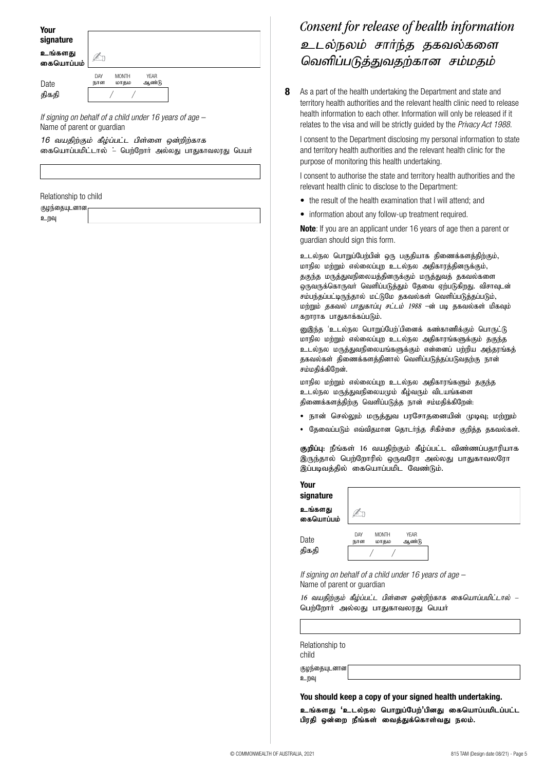**Your signature**

**உங்களது கையொப்பம்**

Date
திகதி

DAY நாள் / MONTH மாதம் / YEAR ஆண்டு

*If signing on behalf of a child under 16 years of age –*
Name of parent or guardian

*16 வயதிற்கும் கீழ்ப்பட்ட பிள்ளை ஒன்றிற்காக* கையொப்பமிட்டால் – பெற்றோர் அல்லது பாதுகாவலரது பெயர்

Relationship to child

குழந்தையுடனான உறவு

## *Consent for release of health information*

## *உடல்நலம் சார்ந்த தகவல்களை வெளிப்படுத்துவதற்கான சம்மதம்*

**8** As a part of the health undertaking the Department and state and territory health authorities and the relevant health clinic need to release health information to each other. Information will only be released if it relates to the visa and will be strictly guided by the *Privacy Act 1988*.

I consent to the Department disclosing my personal information to state and territory health authorities and the relevant health clinic for the purpose of monitoring this health undertaking.

I consent to authorise the state and territory health authorities and the relevant health clinic to disclose to the Department:

- the result of the health examination that I will attend; and
- information about any follow-up treatment required.

**Note**: If you are an applicant under 16 years of age then a parent or guardian should sign this form.

உடல்நல பொறுப்பேற்பின் ஒரு பகுதியாக திணைக்களத்திற்கும், மாநில மற்றும் எல்லைப்புற உடல்நல அதிகாரத்தினருக்கும், தகுந்த மருத்துவநிலையத்தினருக்கும் மருத்துவத் தகவல்களை ஒருவருக்கொருவர் வெளிப்படுத்தும் தேவை ஏற்படுகிறது. விசாவுடன் சம்பந்தப்பட்டிருந்தால் மட்டுமே தகவல்கள் வெளிப்படுத்தப்படும், மற்றும் *தகவல் பாதுகாப்பு சட்டம் 1988* –ன் படி தகவல்கள் மிகவும் கறாராக பாதுகாக்கப்படும்.

னுஇந்த 'உடல்நல பொறுப்பேற்'பினைக் கண்காணிக்கும் பொருட்டு மாநில மற்றும் எல்லைப்புற உடல்நல அதிகாரங்களுக்கும் தகுந்த உடல்நல மருத்துவநிலையங்களுக்கும் என்னைப் பற்றிய அந்தரங்கத் தகவல்கள் திணைக்களத்தினால் வெளிப்படுத்தப்படுவதற்கு நான் சம்மதிக்கிறேன்.

மாநில மற்றும் எல்லைப்புற உடல்நல அதிகாரங்களும் தகுந்த உடல்நல மருத்துவநிலையமும் கீழ்வரும் விடயங்களை திணைக்களத்திற்கு வெளிப்படுத்த நான் சம்மதிக்கிறேன்:

- நான் செல்லும் மருத்துவ பரசோதனையின் முடிவு; மற்றும்
- தேவைப்படும் எவ்விதமான தொடர்ந்த சிகிச்சை குறித்த தகவல்கள்.

**குறிப்பு:** நீங்கள் 16 வயதிற்கும் கீழ்ப்பட்ட விண்ணப்பதாரியாக இருந்தால் பெற்றோரில் ஒருவரோ அல்லது பாதுகாவலரோ இப்படிவத்தில் கையொப்பமிட வேண்டும்.

**Your signature**

**உங்களது கையொப்பம்**

Date
திகதி

DAY நாள் / MONTH மாதம் / YEAR ஆண்டு

*If signing on behalf of a child under 16 years of age –*
Name of parent or guardian

*16 வயதிற்கும் கீழ்ப்பட்ட பிள்ளை ஒன்றிற்காக கையொப்பமிட்டால் –* பெற்றோர் அல்லது பாதுகாவலரது பெயர்

Relationship to child

குழந்தையுடனான உறவு

**You should keep a copy of your signed health undertaking.**

**உங்களது 'உடல்நல பொறுப்பேற்'பினது கையொப்பமிடப்பட்ட பிரதி ஒன்றை நீங்கள் வைத்துக்கொள்வது நலம்.**